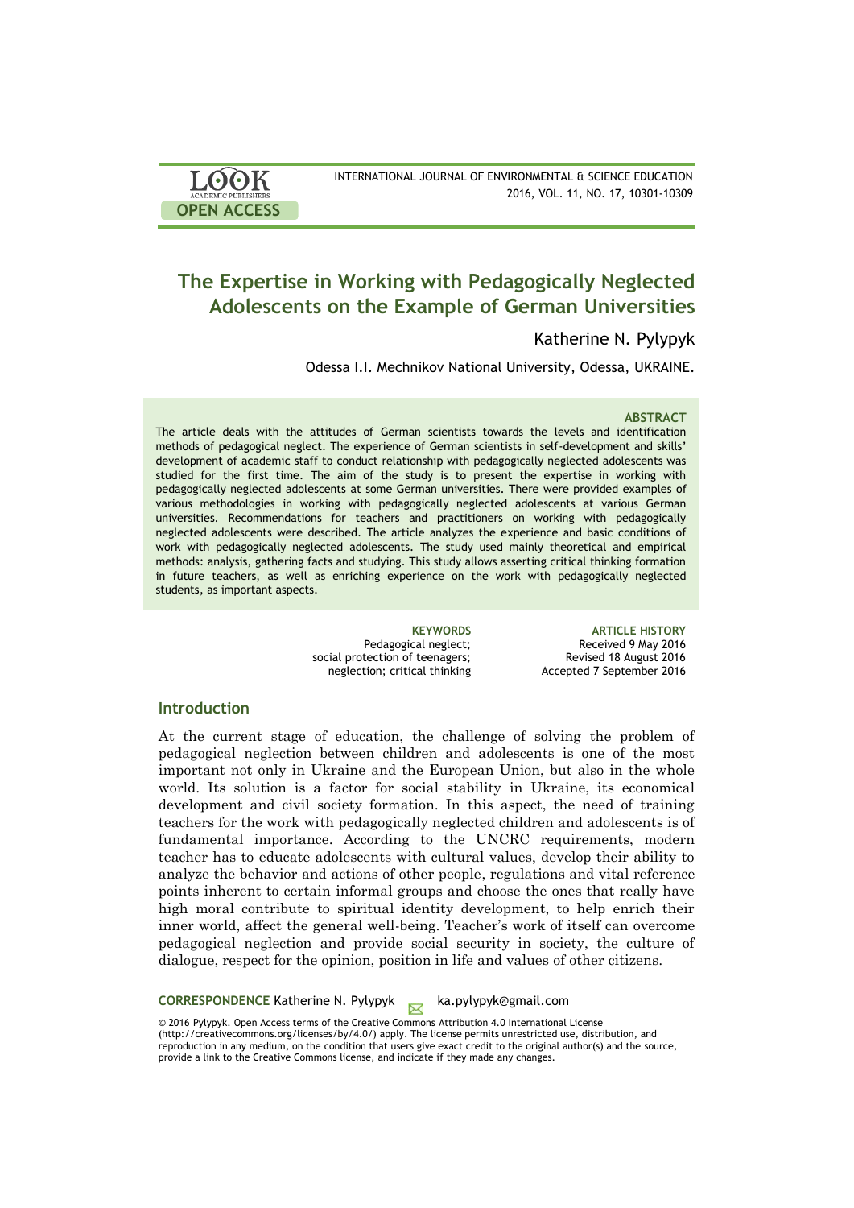# The Expertise in Working with Pedagogically Neglected Adolescents on the Example of German Universities

Katherine N. Pylypyk

Odessa I.I. Mechnikov National University, Odessa, UKRAINE.

### ABSTRACT

The article deals with the attitudes of German scientists towards the levels and identification methods of pedagogical neglect. The experience of German scientists in self-development and skills' development of academic staff to conduct relationship with pedagogically neglected adolescents was studied for the first time. The aim of the study is to present the expertise in working with pedagogically neglected adolescents at some German universities. There were provided examples of various methodologies in working with pedagogically neglected adolescents at various German universities. Recommendations for teachers and practitioners on working with pedagogically neglected adolescents were described. The article analyzes the experience and basic conditions of work with pedagogically neglected adolescents. The study used mainly theoretical and empirical methods: analysis, gathering facts and studying. This study allows asserting critical thinking formation in future teachers, as well as enriching experience on the work with pedagogically neglected students, as important aspects.

**KEYWORDS**
Pedagogical neglect; social protection of teenagers; neglection; critical thinking

**ARTICLE HISTORY**
Received 9 May 2016
Revised 18 August 2016
Accepted 7 September 2016

## Introduction

At the current stage of education, the challenge of solving the problem of pedagogical neglection between children and adolescents is one of the most important not only in Ukraine and the European Union, but also in the whole world. Its solution is a factor for social stability in Ukraine, its economical development and civil society formation. In this aspect, the need of training teachers for the work with pedagogically neglected children and adolescents is of fundamental importance. According to the UNCRC requirements, modern teacher has to educate adolescents with cultural values, develop their ability to analyze the behavior and actions of other people, regulations and vital reference points inherent to certain informal groups and choose the ones that really have high moral contribute to spiritual identity development, to help enrich their inner world, affect the general well-being. Teacher's work of itself can overcome pedagogical neglection and provide social security in society, the culture of dialogue, respect for the opinion, position in life and values of other citizens.

**CORRESPONDENCE** Katherine N. Pylypyk ka.pylypyk@gmail.com

© 2016 Pylypyk. Open Access terms of the Creative Commons Attribution 4.0 International License (http://creativecommons.org/licenses/by/4.0/) apply. The license permits unrestricted use, distribution, and reproduction in any medium, on the condition that users give exact credit to the original author(s) and the source, provide a link to the Creative Commons license, and indicate if they made any changes.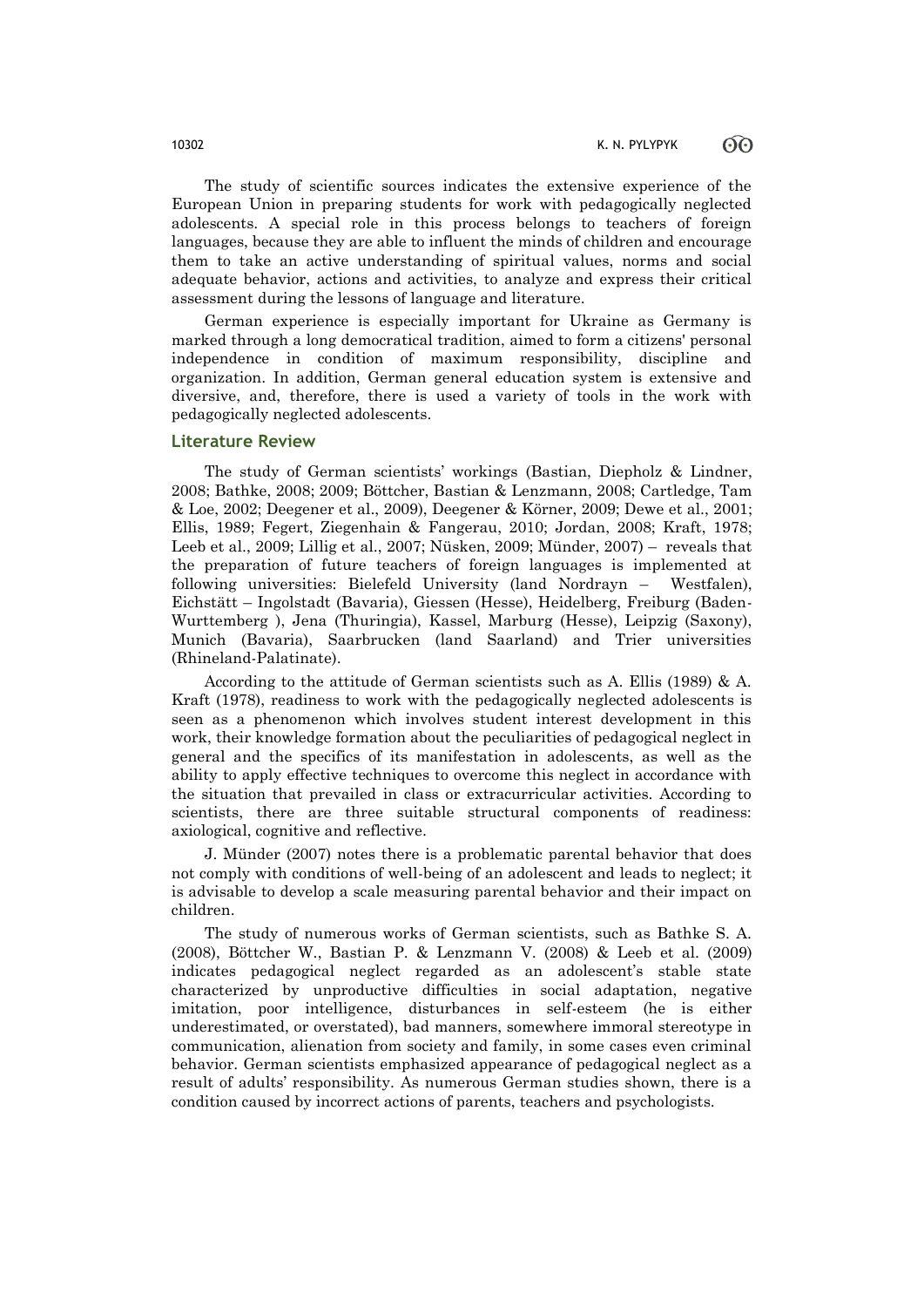The study of scientific sources indicates the extensive experience of the European Union in preparing students for work with pedagogically neglected adolescents. A special role in this process belongs to teachers of foreign languages, because they are able to influent the minds of children and encourage them to take an active understanding of spiritual values, norms and social adequate behavior, actions and activities, to analyze and express their critical assessment during the lessons of language and literature.

German experience is especially important for Ukraine as Germany is marked through a long democratical tradition, aimed to form a citizens' personal independence in condition of maximum responsibility, discipline and organization. In addition, German general education system is extensive and diversive, and, therefore, there is used a variety of tools in the work with pedagogically neglected adolescents.

## Literature Review

The study of German scientists' workings (Bastian, Diepholz & Lindner, 2008; Bathke, 2008; 2009; Böttcher, Bastian & Lenzmann, 2008; Cartledge, Tam & Loe, 2002; Deegener et al., 2009), Deegener & Körner, 2009; Dewe et al., 2001; Ellis, 1989; Fegert, Ziegenhain & Fangerau, 2010; Jordan, 2008; Kraft, 1978; Leeb et al., 2009; Lillig et al., 2007; Nüsken, 2009; Münder, 2007) – reveals that the preparation of future teachers of foreign languages is implemented at following universities: Bielefeld University (land Nordrayn – Westfalen), Eichstätt – Ingolstadt (Bavaria), Giessen (Hesse), Heidelberg, Freiburg (Baden-Wurttemberg ), Jena (Thuringia), Kassel, Marburg (Hesse), Leipzig (Saxony), Munich (Bavaria), Saarbrucken (land Saarland) and Trier universities (Rhineland-Palatinate).

According to the attitude of German scientists such as A. Ellis (1989) & A. Kraft (1978), readiness to work with the pedagogically neglected adolescents is seen as a phenomenon which involves student interest development in this work, their knowledge formation about the peculiarities of pedagogical neglect in general and the specifics of its manifestation in adolescents, as well as the ability to apply effective techniques to overcome this neglect in accordance with the situation that prevailed in class or extracurricular activities. According to scientists, there are three suitable structural components of readiness: axiological, cognitive and reflective.

J. Münder (2007) notes there is a problematic parental behavior that does not comply with conditions of well-being of an adolescent and leads to neglect; it is advisable to develop a scale measuring parental behavior and their impact on children.

The study of numerous works of German scientists, such as Bathke S. A. (2008), Böttcher W., Bastian P. & Lenzmann V. (2008) & Leeb et al. (2009) indicates pedagogical neglect regarded as an adolescent's stable state characterized by unproductive difficulties in social adaptation, negative imitation, poor intelligence, disturbances in self-esteem (he is either underestimated, or overstated), bad manners, somewhere immoral stereotype in communication, alienation from society and family, in some cases even criminal behavior. German scientists emphasized appearance of pedagogical neglect as a result of adults' responsibility. As numerous German studies shown, there is a condition caused by incorrect actions of parents, teachers and psychologists.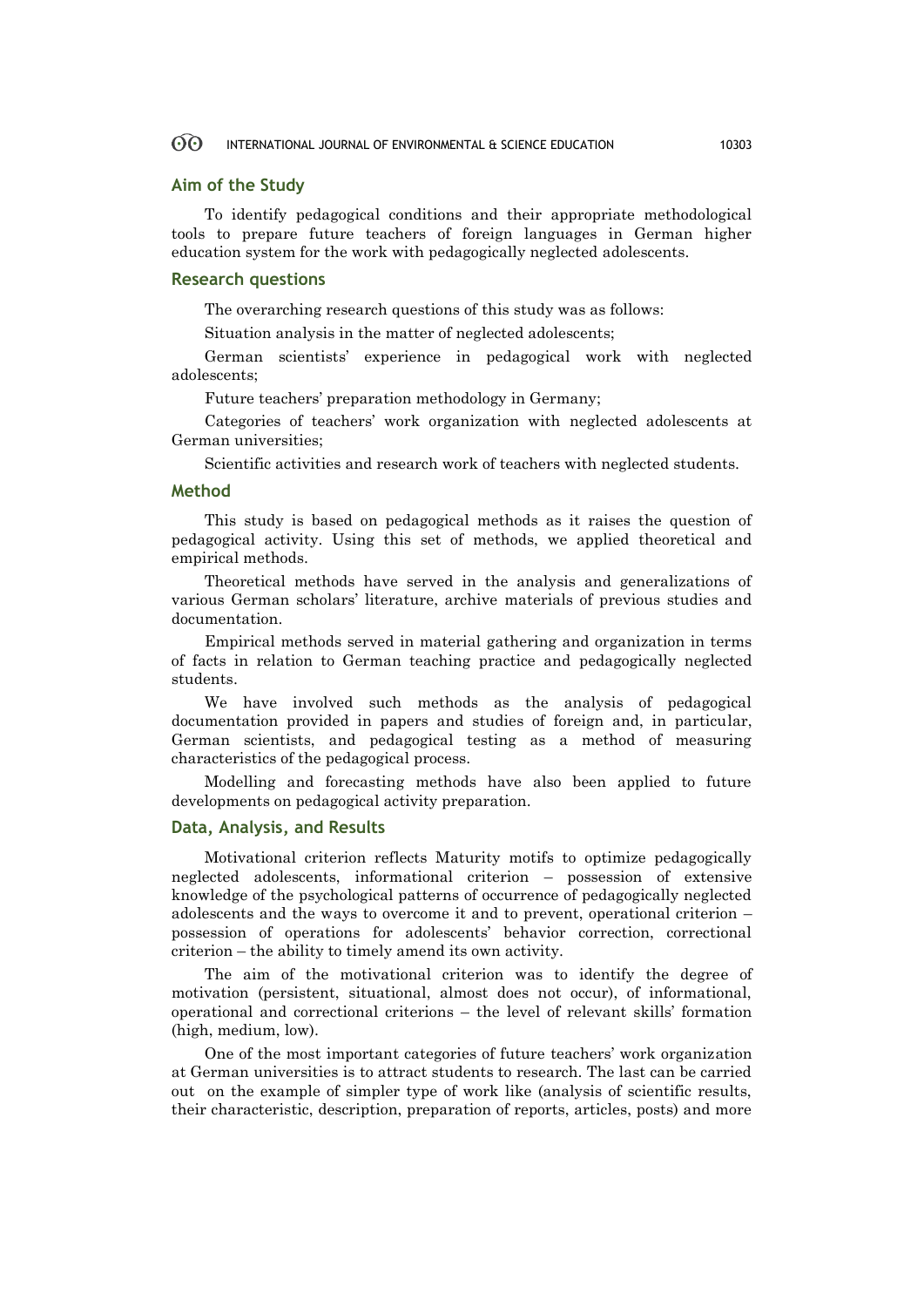## Aim of the Study

To identify pedagogical conditions and their appropriate methodological tools to prepare future teachers of foreign languages in German higher education system for the work with pedagogically neglected adolescents.

## Research questions

The overarching research questions of this study was as follows:

Situation analysis in the matter of neglected adolescents;

German scientists' experience in pedagogical work with neglected adolescents;

Future teachers' preparation methodology in Germany;

Categories of teachers' work organization with neglected adolescents at German universities;

Scientific activities and research work of teachers with neglected students.

## Method

This study is based on pedagogical methods as it raises the question of pedagogical activity. Using this set of methods, we applied theoretical and empirical methods.

Theoretical methods have served in the analysis and generalizations of various German scholars' literature, archive materials of previous studies and documentation.

Empirical methods served in material gathering and organization in terms of facts in relation to German teaching practice and pedagogically neglected students.

We have involved such methods as the analysis of pedagogical documentation provided in papers and studies of foreign and, in particular, German scientists, and pedagogical testing as a method of measuring characteristics of the pedagogical process.

Modelling and forecasting methods have also been applied to future developments on pedagogical activity preparation.

## Data, Analysis, and Results

Motivational criterion reflects Maturity motifs to optimize pedagogically neglected adolescents, informational criterion – possession of extensive knowledge of the psychological patterns of occurrence of pedagogically neglected adolescents and the ways to overcome it and to prevent, operational criterion – possession of operations for adolescents' behavior correction, correctional criterion – the ability to timely amend its own activity.

The aim of the motivational criterion was to identify the degree of motivation (persistent, situational, almost does not occur), of informational, operational and correctional criterions – the level of relevant skills' formation (high, medium, low).

One of the most important categories of future teachers' work organization at German universities is to attract students to research. The last can be carried out on the example of simpler type of work like (analysis of scientific results, their characteristic, description, preparation of reports, articles, posts) and more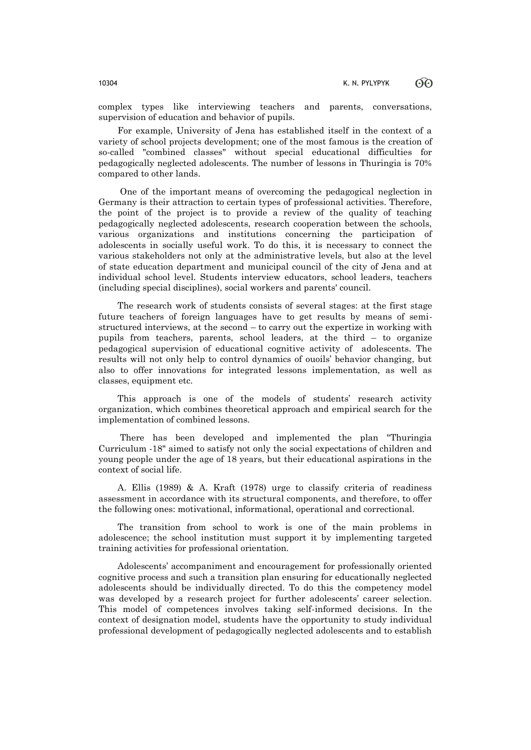complex types like interviewing teachers and parents, conversations, supervision of education and behavior of pupils.

For example, University of Jena has established itself in the context of a variety of school projects development; one of the most famous is the creation of so-called "combined classes" without special educational difficulties for pedagogically neglected adolescents. The number of lessons in Thuringia is 70% compared to other lands.

One of the important means of overcoming the pedagogical neglection in Germany is their attraction to certain types of professional activities. Therefore, the point of the project is to provide a review of the quality of teaching pedagogically neglected adolescents, research cooperation between the schools, various organizations and institutions concerning the participation of adolescents in socially useful work. To do this, it is necessary to connect the various stakeholders not only at the administrative levels, but also at the level of state education department and municipal council of the city of Jena and at individual school level. Students interview educators, school leaders, teachers (including special disciplines), social workers and parents' council.

The research work of students consists of several stages: at the first stage future teachers of foreign languages have to get results by means of semi-structured interviews, at the second – to carry out the expertize in working with pupils from teachers, parents, school leaders, at the third – to organize pedagogical supervision of educational cognitive activity of adolescents. The results will not only help to control dynamics of ouoils' behavior changing, but also to offer innovations for integrated lessons implementation, as well as classes, equipment etc.

This approach is one of the models of students' research activity organization, which combines theoretical approach and empirical search for the implementation of combined lessons.

There has been developed and implemented the plan "Thuringia Curriculum -18" aimed to satisfy not only the social expectations of children and young people under the age of 18 years, but their educational aspirations in the context of social life.

A. Ellis (1989) & A. Kraft (1978) urge to classify criteria of readiness assessment in accordance with its structural components, and therefore, to offer the following ones: motivational, informational, operational and correctional.

The transition from school to work is one of the main problems in adolescence; the school institution must support it by implementing targeted training activities for professional orientation.

Adolescents' accompaniment and encouragement for professionally oriented cognitive process and such a transition plan ensuring for educationally neglected adolescents should be individually directed. To do this the competency model was developed by a research project for further adolescents' career selection. This model of competences involves taking self-informed decisions. In the context of designation model, students have the opportunity to study individual professional development of pedagogically neglected adolescents and to establish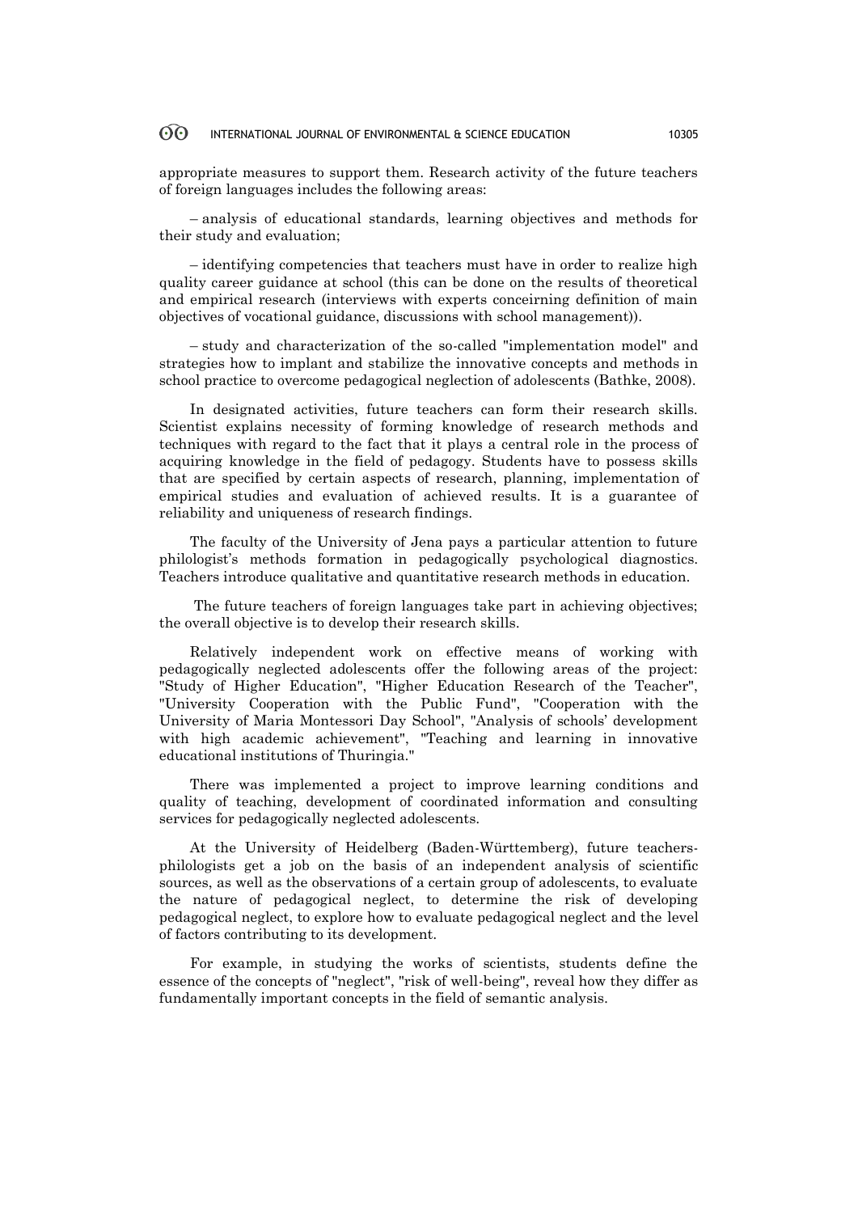appropriate measures to support them. Research activity of the future teachers of foreign languages includes the following areas:

– analysis of educational standards, learning objectives and methods for their study and evaluation;

– identifying competencies that teachers must have in order to realize high quality career guidance at school (this can be done on the results of theoretical and empirical research (interviews with experts conceirning definition of main objectives of vocational guidance, discussions with school management)).

– study and characterization of the so-called "implementation model" and strategies how to implant and stabilize the innovative concepts and methods in school practice to overcome pedagogical neglection of adolescents (Bathke, 2008).

In designated activities, future teachers can form their research skills. Scientist explains necessity of forming knowledge of research methods and techniques with regard to the fact that it plays a central role in the process of acquiring knowledge in the field of pedagogy. Students have to possess skills that are specified by certain aspects of research, planning, implementation of empirical studies and evaluation of achieved results. It is a guarantee of reliability and uniqueness of research findings.

The faculty of the University of Jena pays a particular attention to future philologist's methods formation in pedagogically psychological diagnostics. Teachers introduce qualitative and quantitative research methods in education.

The future teachers of foreign languages take part in achieving objectives; the overall objective is to develop their research skills.

Relatively independent work on effective means of working with pedagogically neglected adolescents offer the following areas of the project: "Study of Higher Education", "Higher Education Research of the Teacher", "University Cooperation with the Public Fund", "Cooperation with the University of Maria Montessori Day School", "Analysis of schools' development with high academic achievement", "Teaching and learning in innovative educational institutions of Thuringia."

There was implemented a project to improve learning conditions and quality of teaching, development of coordinated information and consulting services for pedagogically neglected adolescents.

At the University of Heidelberg (Baden-Württemberg), future teachers-philologists get a job on the basis of an independent analysis of scientific sources, as well as the observations of a certain group of adolescents, to evaluate the nature of pedagogical neglect, to determine the risk of developing pedagogical neglect, to explore how to evaluate pedagogical neglect and the level of factors contributing to its development.

For example, in studying the works of scientists, students define the essence of the concepts of "neglect", "risk of well-being", reveal how they differ as fundamentally important concepts in the field of semantic analysis.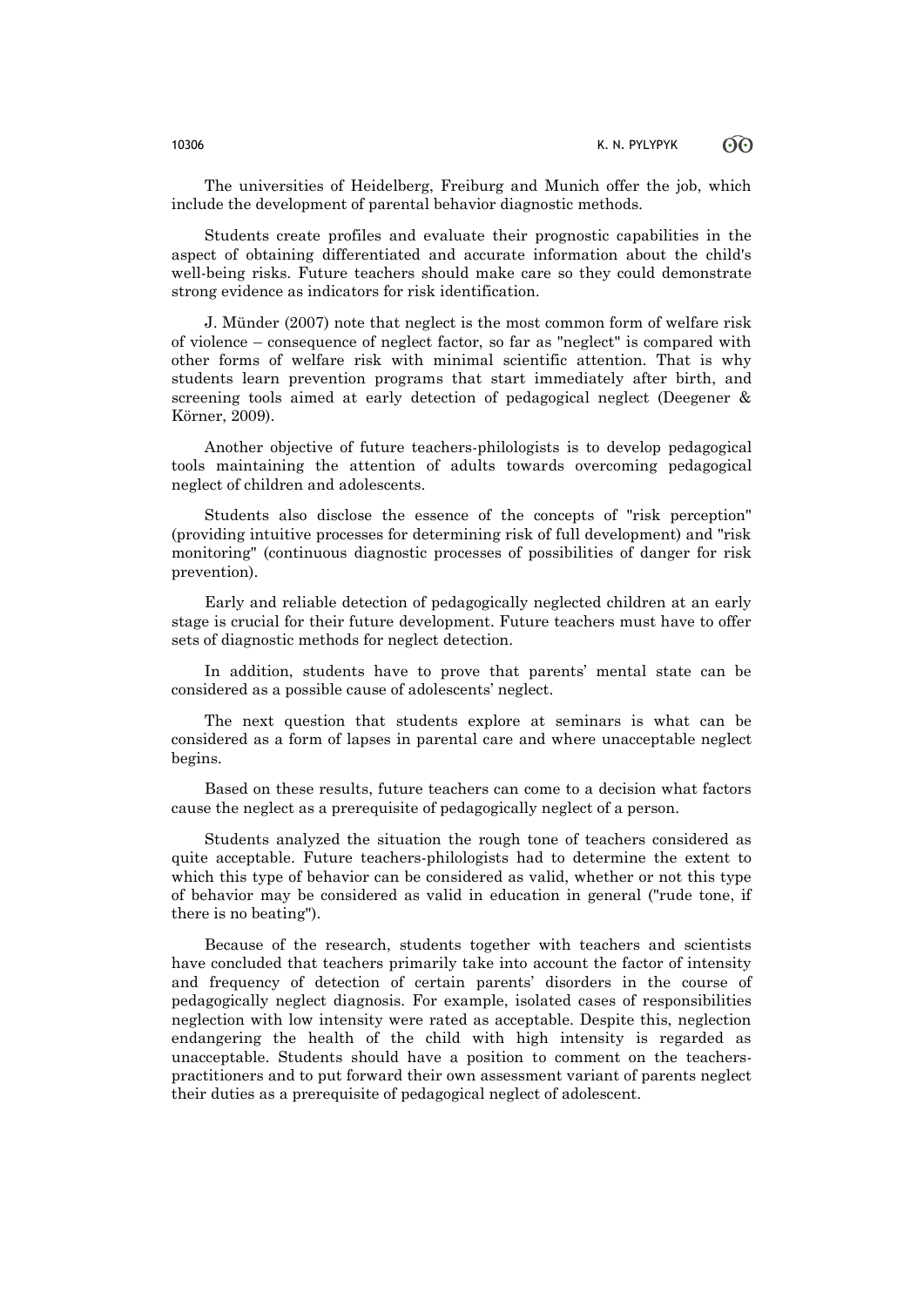The universities of Heidelberg, Freiburg and Munich offer the job, which include the development of parental behavior diagnostic methods.

Students create profiles and evaluate their prognostic capabilities in the aspect of obtaining differentiated and accurate information about the child's well-being risks. Future teachers should make care so they could demonstrate strong evidence as indicators for risk identification.

J. Münder (2007) note that neglect is the most common form of welfare risk of violence – consequence of neglect factor, so far as "neglect" is compared with other forms of welfare risk with minimal scientific attention. That is why students learn prevention programs that start immediately after birth, and screening tools aimed at early detection of pedagogical neglect (Deegener & Körner, 2009).

Another objective of future teachers-philologists is to develop pedagogical tools maintaining the attention of adults towards overcoming pedagogical neglect of children and adolescents.

Students also disclose the essence of the concepts of "risk perception" (providing intuitive processes for determining risk of full development) and "risk monitoring" (continuous diagnostic processes of possibilities of danger for risk prevention).

Early and reliable detection of pedagogically neglected children at an early stage is crucial for their future development. Future teachers must have to offer sets of diagnostic methods for neglect detection.

In addition, students have to prove that parents' mental state can be considered as a possible cause of adolescents' neglect.

The next question that students explore at seminars is what can be considered as a form of lapses in parental care and where unacceptable neglect begins.

Based on these results, future teachers can come to a decision what factors cause the neglect as a prerequisite of pedagogically neglect of a person.

Students analyzed the situation the rough tone of teachers considered as quite acceptable. Future teachers-philologists had to determine the extent to which this type of behavior can be considered as valid, whether or not this type of behavior may be considered as valid in education in general ("rude tone, if there is no beating").

Because of the research, students together with teachers and scientists have concluded that teachers primarily take into account the factor of intensity and frequency of detection of certain parents' disorders in the course of pedagogically neglect diagnosis. For example, isolated cases of responsibilities neglection with low intensity were rated as acceptable. Despite this, neglection endangering the health of the child with high intensity is regarded as unacceptable. Students should have a position to comment on the teachers-practitioners and to put forward their own assessment variant of parents neglect their duties as a prerequisite of pedagogical neglect of adolescent.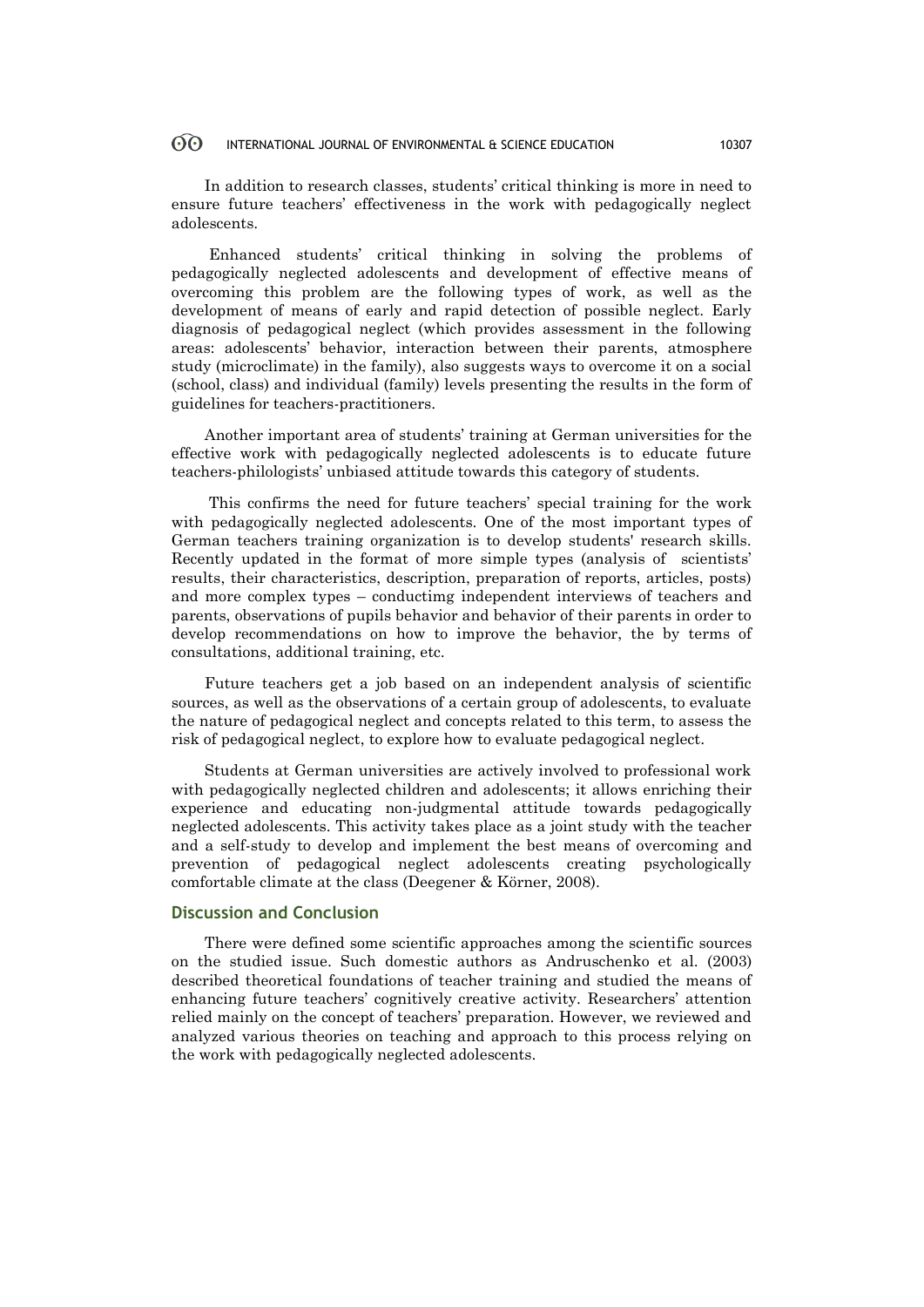In addition to research classes, students' critical thinking is more in need to ensure future teachers' effectiveness in the work with pedagogically neglect adolescents.

Enhanced students' critical thinking in solving the problems of pedagogically neglected adolescents and development of effective means of overcoming this problem are the following types of work, as well as the development of means of early and rapid detection of possible neglect. Early diagnosis of pedagogical neglect (which provides assessment in the following areas: adolescents' behavior, interaction between their parents, atmosphere study (microclimate) in the family), also suggests ways to overcome it on a social (school, class) and individual (family) levels presenting the results in the form of guidelines for teachers-practitioners.

Another important area of students' training at German universities for the effective work with pedagogically neglected adolescents is to educate future teachers-philologists' unbiased attitude towards this category of students.

This confirms the need for future teachers' special training for the work with pedagogically neglected adolescents. One of the most important types of German teachers training organization is to develop students' research skills. Recently updated in the format of more simple types (analysis of scientists' results, their characteristics, description, preparation of reports, articles, posts) and more complex types – conductimg independent interviews of teachers and parents, observations of pupils behavior and behavior of their parents in order to develop recommendations on how to improve the behavior, the by terms of consultations, additional training, etc.

Future teachers get a job based on an independent analysis of scientific sources, as well as the observations of a certain group of adolescents, to evaluate the nature of pedagogical neglect and concepts related to this term, to assess the risk of pedagogical neglect, to explore how to evaluate pedagogical neglect.

Students at German universities are actively involved to professional work with pedagogically neglected children and adolescents; it allows enriching their experience and educating non-judgmental attitude towards pedagogically neglected adolescents. This activity takes place as a joint study with the teacher and a self-study to develop and implement the best means of overcoming and prevention of pedagogical neglect adolescents creating psychologically comfortable climate at the class (Deegener & Körner, 2008).

## Discussion and Conclusion

There were defined some scientific approaches among the scientific sources on the studied issue. Such domestic authors as Andruschenko et al. (2003) described theoretical foundations of teacher training and studied the means of enhancing future teachers' cognitively creative activity. Researchers' attention relied mainly on the concept of teachers' preparation. However, we reviewed and analyzed various theories on teaching and approach to this process relying on the work with pedagogically neglected adolescents.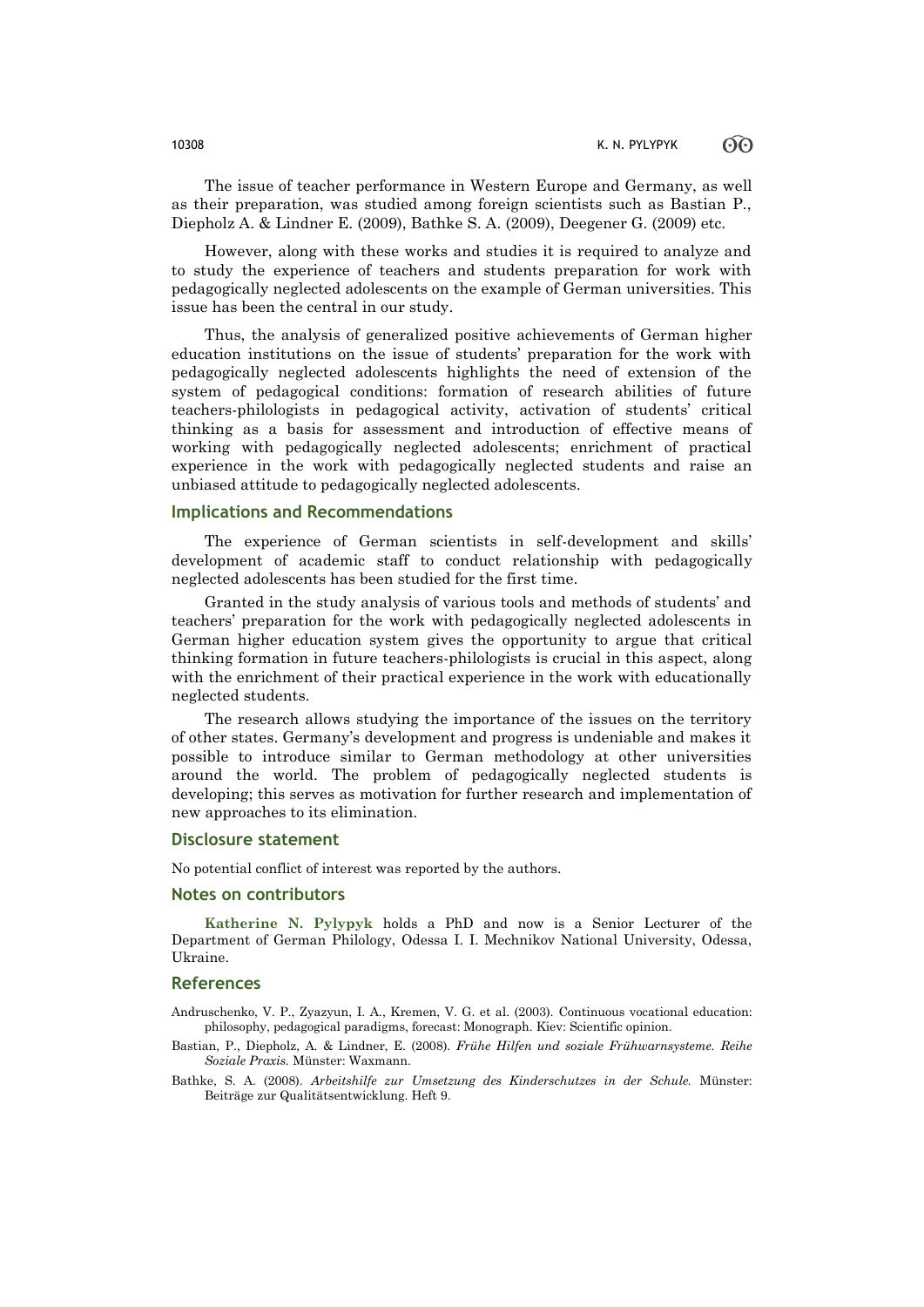The issue of teacher performance in Western Europe and Germany, as well as their preparation, was studied among foreign scientists such as Bastian P., Diepholz A. & Lindner E. (2009), Bathke S. A. (2009), Deegener G. (2009) etc.

However, along with these works and studies it is required to analyze and to study the experience of teachers and students preparation for work with pedagogically neglected adolescents on the example of German universities. This issue has been the central in our study.

Thus, the analysis of generalized positive achievements of German higher education institutions on the issue of students' preparation for the work with pedagogically neglected adolescents highlights the need of extension of the system of pedagogical conditions: formation of research abilities of future teachers-philologists in pedagogical activity, activation of students' critical thinking as a basis for assessment and introduction of effective means of working with pedagogically neglected adolescents; enrichment of practical experience in the work with pedagogically neglected students and raise an unbiased attitude to pedagogically neglected adolescents.

## Implications and Recommendations

The experience of German scientists in self-development and skills' development of academic staff to conduct relationship with pedagogically neglected adolescents has been studied for the first time.

Granted in the study analysis of various tools and methods of students' and teachers' preparation for the work with pedagogically neglected adolescents in German higher education system gives the opportunity to argue that critical thinking formation in future teachers-philologists is crucial in this aspect, along with the enrichment of their practical experience in the work with educationally neglected students.

The research allows studying the importance of the issues on the territory of other states. Germany's development and progress is undeniable and makes it possible to introduce similar to German methodology at other universities around the world. The problem of pedagogically neglected students is developing; this serves as motivation for further research and implementation of new approaches to its elimination.

## Disclosure statement

No potential conflict of interest was reported by the authors.

## Notes on contributors

**Katherine N. Pylypyk** holds a PhD and now is a Senior Lecturer of the Department of German Philology, Odessa I. I. Mechnikov National University, Odessa, Ukraine.

## References

Andruschenko, V. P., Zyazyun, I. A., Kremen, V. G. et al. (2003). Continuous vocational education: philosophy, pedagogical paradigms, forecast: Monograph. Kiev: Scientific opinion.

Bastian, P., Diepholz, A. & Lindner, E. (2008). *Frühe Hilfen und soziale Frühwarnsysteme. Reihe Soziale Praxis.* Münster: Waxmann.

Bathke, S. A. (2008). *Arbeitshilfe zur Umsetzung des Kinderschutzes in der Schule.* Münster: Beiträge zur Qualitätsentwicklung. Heft 9.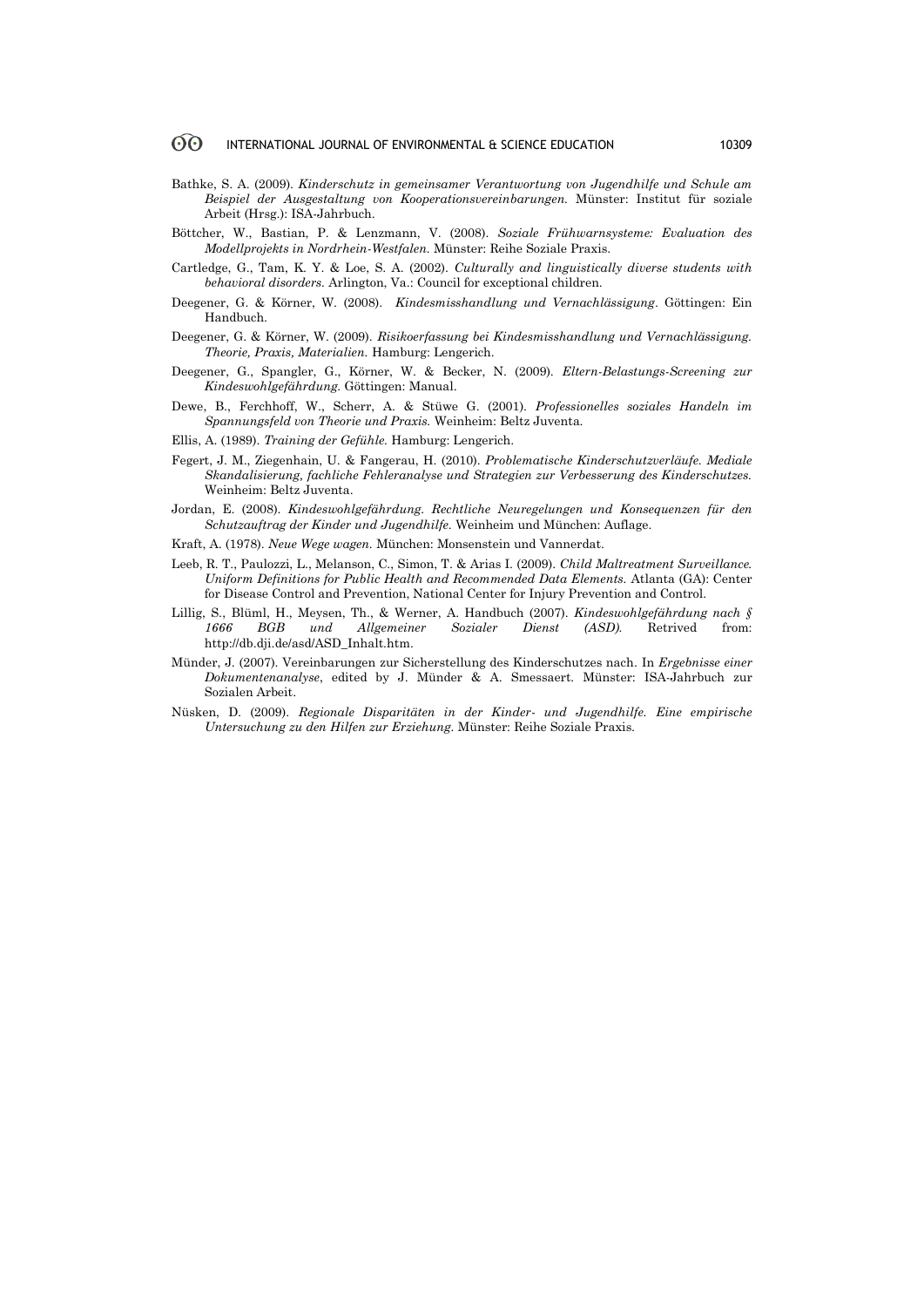Bathke, S. A. (2009). *Kinderschutz in gemeinsamer Verantwortung von Jugendhilfe und Schule am Beispiel der Ausgestaltung von Kooperationsvereinbarungen.* Münster: Institut für soziale Arbeit (Hrsg.): ISA-Jahrbuch.

Böttcher, W., Bastian, P. & Lenzmann, V. (2008). *Soziale Frühwarnsysteme: Evaluation des Modellprojekts in Nordrhein-Westfalen.* Münster: Reihe Soziale Praxis.

Cartledge, G., Tam, K. Y. & Loe, S. A. (2002). *Culturally and linguistically diverse students with behavioral disorders.* Arlington, Va.: Council for exceptional children.

Deegener, G. & Körner, W. (2008). *Kindesmisshandlung und Vernachlässigung*. Göttingen: Ein Handbuch.

Deegener, G. & Körner, W. (2009). *Risikoerfassung bei Kindesmisshandlung und Vernachlässigung. Theorie, Praxis, Materialien.* Hamburg: Lengerich.

Deegener, G., Spangler, G., Körner, W. & Becker, N. (2009). *Eltern-Belastungs-Screening zur Kindeswohlgefährdung.* Göttingen: Manual.

Dewe, B., Ferchhoff, W., Scherr, A. & Stüwe G. (2001). *Professionelles soziales Handeln im Spannungsfeld von Theorie und Praxis.* Weinheim: Beltz Juventa.

Ellis, A. (1989). *Training der Gefühle.* Hamburg: Lengerich.

Fegert, J. M., Ziegenhain, U. & Fangerau, H. (2010). *Problematische Kinderschutzverläufe. Mediale Skandalisierung, fachliche Fehleranalyse und Strategien zur Verbesserung des Kinderschutzes.* Weinheim: Beltz Juventa.

Jordan, E. (2008). *Kindeswohlgefährdung. Rechtliche Neuregelungen und Konsequenzen für den Schutzauftrag der Kinder und Jugendhilfe.* Weinheim und München: Auflage.

Kraft, A. (1978). *Neue Wege wagen.* München: Monsenstein und Vannerdat.

Leeb, R. T., Paulozzi, L., Melanson, C., Simon, T. & Arias I. (2009). *Child Maltreatment Surveillance. Uniform Definitions for Public Health and Recommended Data Elements.* Atlanta (GA): Center for Disease Control and Prevention, National Center for Injury Prevention and Control.

Lillig, S., Blüml, H., Meysen, Th., & Werner, A. Handbuch (2007). *Kindeswohlgefährdung nach § 1666 BGB und Allgemeiner Sozialer Dienst (ASD).* Retrived from: http://db.dji.de/asd/ASD_Inhalt.htm.

Münder, J. (2007). Vereinbarungen zur Sicherstellung des Kinderschutzes nach. In *Ergebnisse einer Dokumentenanalyse*, edited by J. Münder & A. Smessaert. Münster: ISA-Jahrbuch zur Sozialen Arbeit.

Nüsken, D. (2009). *Regionale Disparitäten in der Kinder- und Jugendhilfe. Eine empirische Untersuchung zu den Hilfen zur Erziehung.* Münster: Reihe Soziale Praxis.